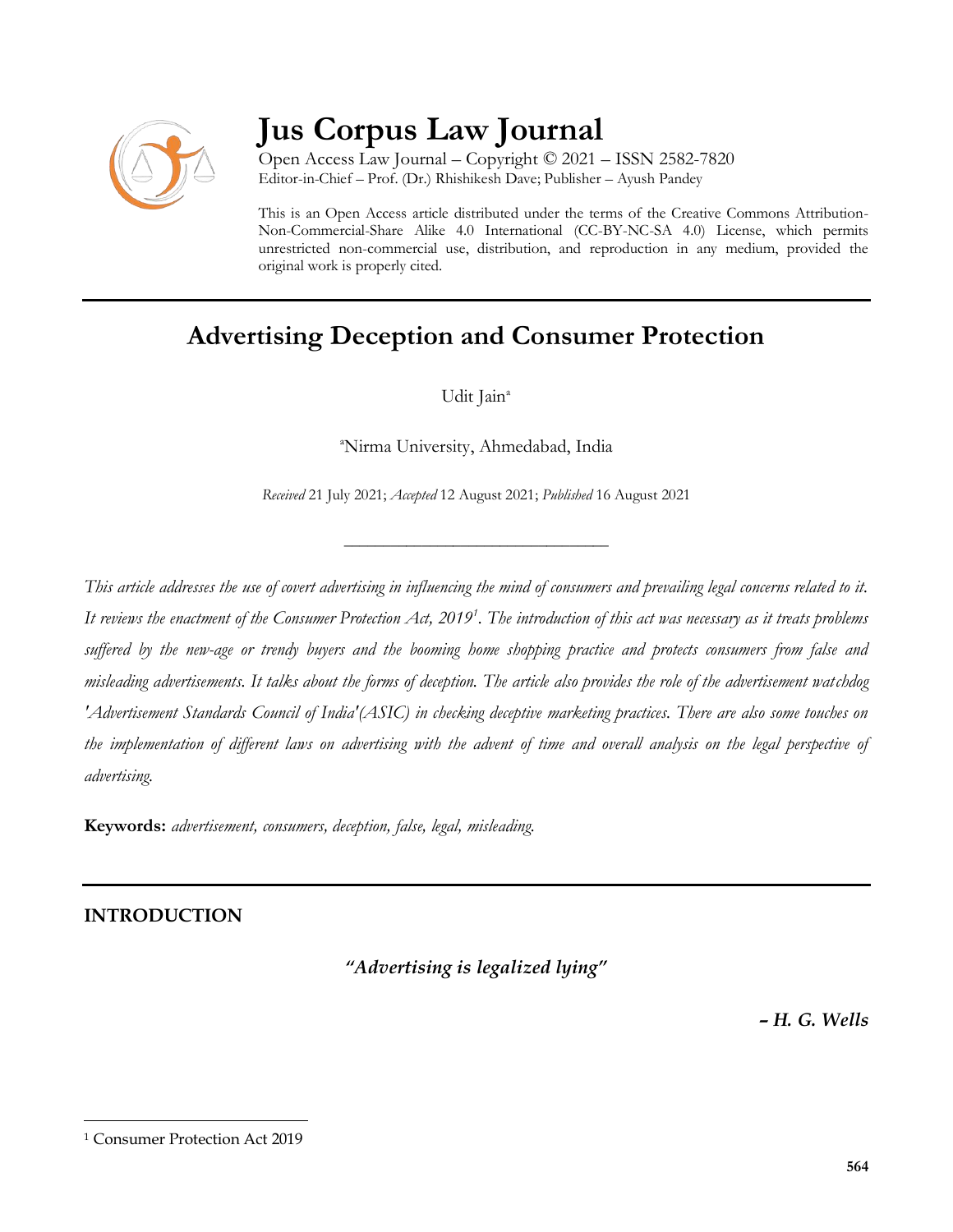# Jus Corpus Law Journal

Open Access Law Journal – Copyright © 2021 – ISSN 2582-7820
Editor-in-Chief – Prof. (Dr.) Rhishikesh Dave; Publisher – Ayush Pandey

This is an Open Access article distributed under the terms of the Creative Commons Attribution-Non-Commercial-Share Alike 4.0 International (CC-BY-NC-SA 4.0) License, which permits unrestricted non-commercial use, distribution, and reproduction in any medium, provided the original work is properly cited.

## Advertising Deception and Consumer Protection

Udit Jain[a]

[a]Nirma University, Ahmedabad, India

*Received* 21 July 2021; *Accepted* 12 August 2021; *Published* 16 August 2021

__________________________________

*This article addresses the use of covert advertising in influencing the mind of consumers and prevailing legal concerns related to it. It reviews the enactment of the Consumer Protection Act, 2019[1]. The introduction of this act was necessary as it treats problems suffered by the new-age or trendy buyers and the booming home shopping practice and protects consumers from false and misleading advertisements. It talks about the forms of deception. The article also provides the role of the advertisement watchdog 'Advertisement Standards Council of India'(ASIC) in checking deceptive marketing practices. There are also some touches on the implementation of different laws on advertising with the advent of time and overall analysis on the legal perspective of advertising.*

**Keywords:** *advertisement, consumers, deception, false, legal, misleading.*

### INTRODUCTION

***"Advertising is legalized lying"***

***– H. G. Wells***

---

[1] Consumer Protection Act 2019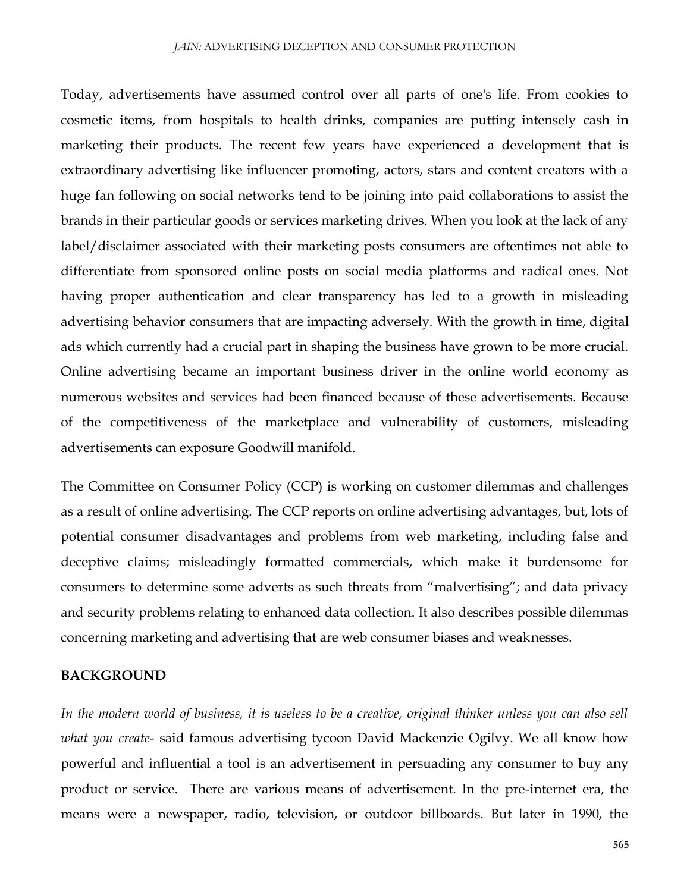Today, advertisements have assumed control over all parts of one's life. From cookies to cosmetic items, from hospitals to health drinks, companies are putting intensely cash in marketing their products. The recent few years have experienced a development that is extraordinary advertising like influencer promoting, actors, stars and content creators with a huge fan following on social networks tend to be joining into paid collaborations to assist the brands in their particular goods or services marketing drives. When you look at the lack of any label/disclaimer associated with their marketing posts consumers are oftentimes not able to differentiate from sponsored online posts on social media platforms and radical ones. Not having proper authentication and clear transparency has led to a growth in misleading advertising behavior consumers that are impacting adversely. With the growth in time, digital ads which currently had a crucial part in shaping the business have grown to be more crucial. Online advertising became an important business driver in the online world economy as numerous websites and services had been financed because of these advertisements. Because of the competitiveness of the marketplace and vulnerability of customers, misleading advertisements can exposure Goodwill manifold.

The Committee on Consumer Policy (CCP) is working on customer dilemmas and challenges as a result of online advertising. The CCP reports on online advertising advantages, but, lots of potential consumer disadvantages and problems from web marketing, including false and deceptive claims; misleadingly formatted commercials, which make it burdensome for consumers to determine some adverts as such threats from "malvertising"; and data privacy and security problems relating to enhanced data collection. It also describes possible dilemmas concerning marketing and advertising that are web consumer biases and weaknesses.

## BACKGROUND

*In the modern world of business, it is useless to be a creative, original thinker unless you can also sell what you create*- said famous advertising tycoon David Mackenzie Ogilvy. We all know how powerful and influential a tool is an advertisement in persuading any consumer to buy any product or service. There are various means of advertisement. In the pre-internet era, the means were a newspaper, radio, television, or outdoor billboards. But later in 1990, the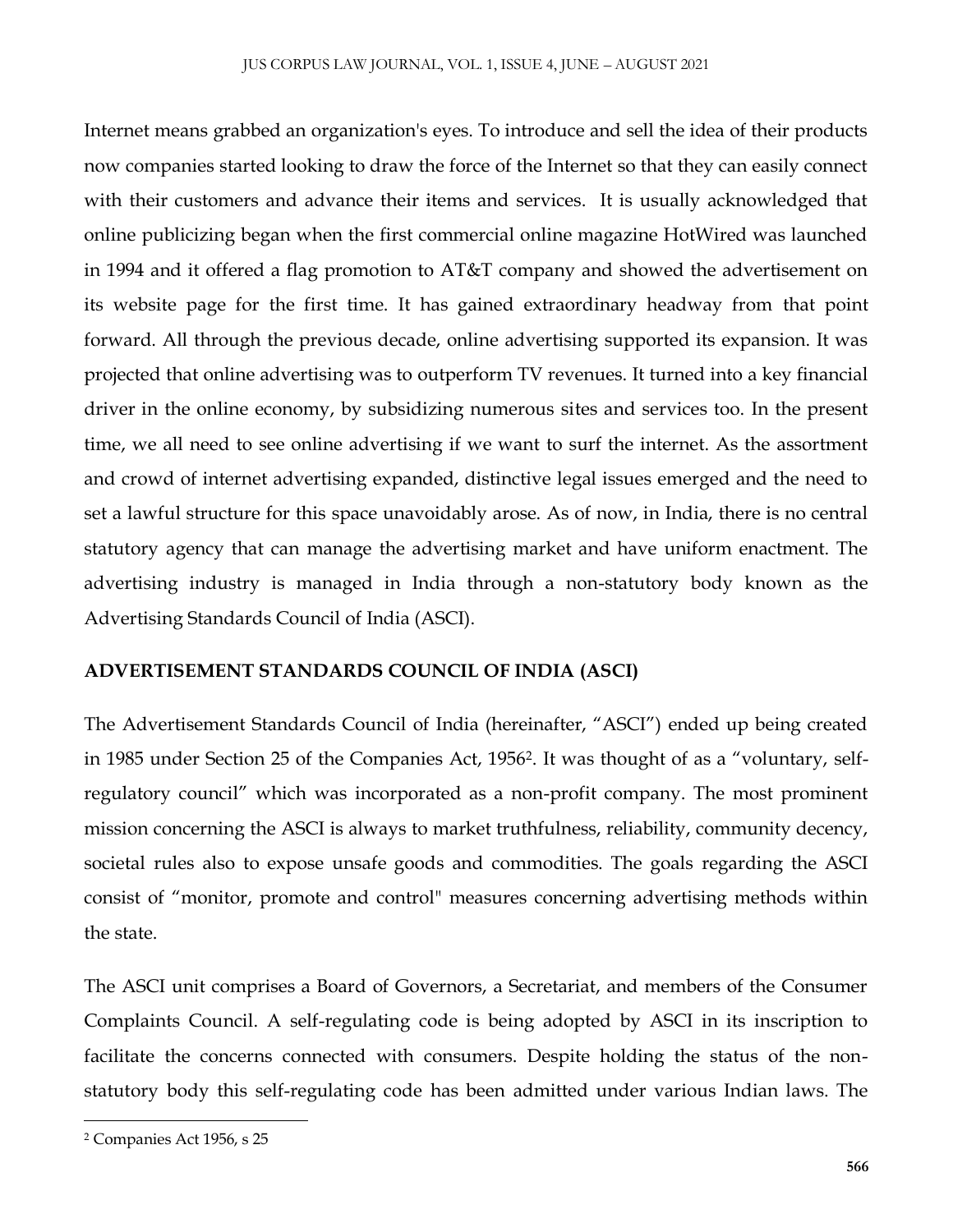Internet means grabbed an organization's eyes. To introduce and sell the idea of their products now companies started looking to draw the force of the Internet so that they can easily connect with their customers and advance their items and services. It is usually acknowledged that online publicizing began when the first commercial online magazine HotWired was launched in 1994 and it offered a flag promotion to AT&T company and showed the advertisement on its website page for the first time. It has gained extraordinary headway from that point forward. All through the previous decade, online advertising supported its expansion. It was projected that online advertising was to outperform TV revenues. It turned into a key financial driver in the online economy, by subsidizing numerous sites and services too. In the present time, we all need to see online advertising if we want to surf the internet. As the assortment and crowd of internet advertising expanded, distinctive legal issues emerged and the need to set a lawful structure for this space unavoidably arose. As of now, in India, there is no central statutory agency that can manage the advertising market and have uniform enactment. The advertising industry is managed in India through a non-statutory body known as the Advertising Standards Council of India (ASCI).

## ADVERTISEMENT STANDARDS COUNCIL OF INDIA (ASCI)

The Advertisement Standards Council of India (hereinafter, "ASCI") ended up being created in 1985 under Section 25 of the Companies Act, 1956[2]. It was thought of as a "voluntary, self-regulatory council" which was incorporated as a non-profit company. The most prominent mission concerning the ASCI is always to market truthfulness, reliability, community decency, societal rules also to expose unsafe goods and commodities. The goals regarding the ASCI consist of "monitor, promote and control" measures concerning advertising methods within the state.

The ASCI unit comprises a Board of Governors, a Secretariat, and members of the Consumer Complaints Council. A self-regulating code is being adopted by ASCI in its inscription to facilitate the concerns connected with consumers. Despite holding the status of the non-statutory body this self-regulating code has been admitted under various Indian laws. The

[2] Companies Act 1956, s 25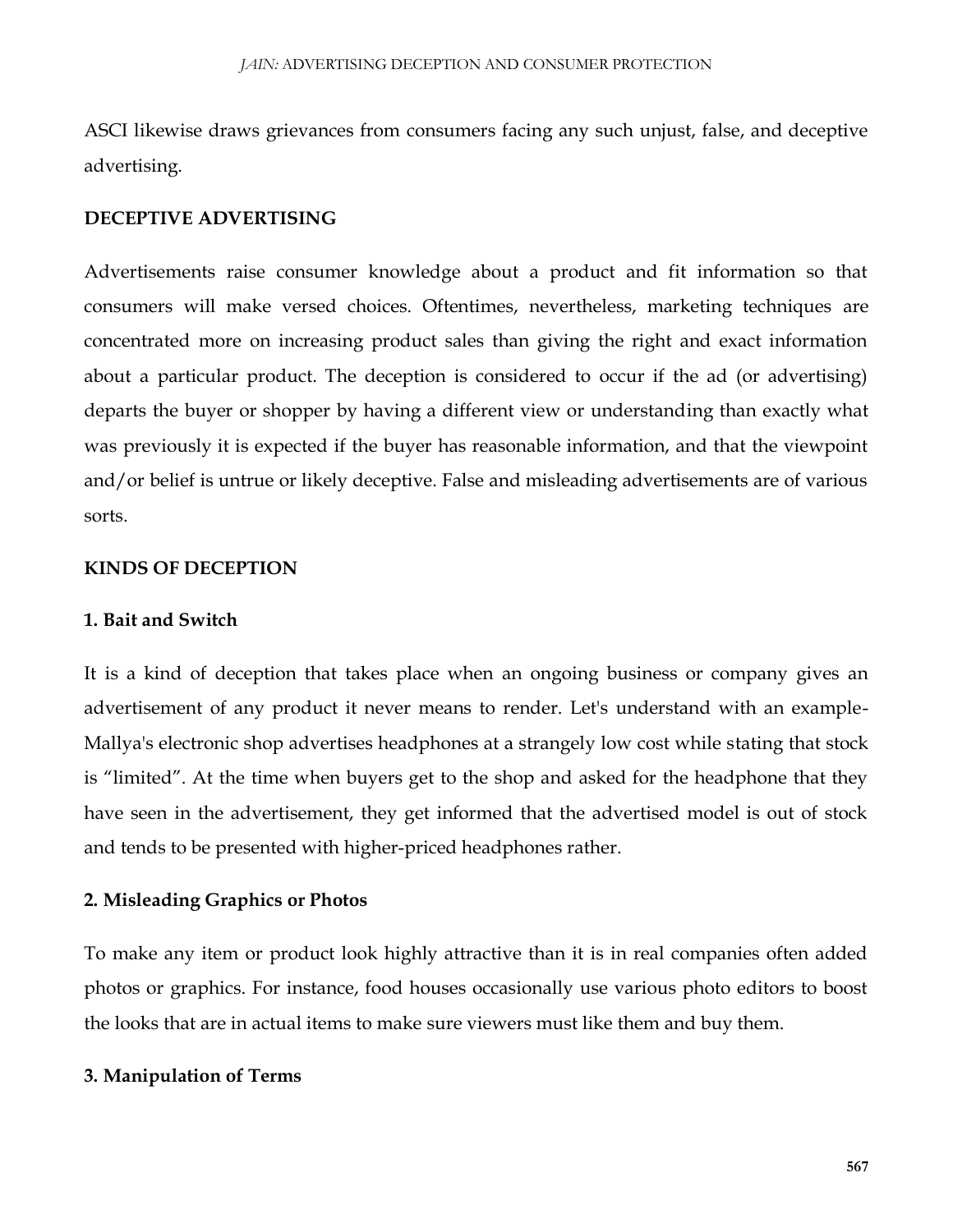ASCI likewise draws grievances from consumers facing any such unjust, false, and deceptive advertising.

## DECEPTIVE ADVERTISING

Advertisements raise consumer knowledge about a product and fit information so that consumers will make versed choices. Oftentimes, nevertheless, marketing techniques are concentrated more on increasing product sales than giving the right and exact information about a particular product. The deception is considered to occur if the ad (or advertising) departs the buyer or shopper by having a different view or understanding than exactly what was previously it is expected if the buyer has reasonable information, and that the viewpoint and/or belief is untrue or likely deceptive. False and misleading advertisements are of various sorts.

## KINDS OF DECEPTION

### 1. Bait and Switch

It is a kind of deception that takes place when an ongoing business or company gives an advertisement of any product it never means to render. Let's understand with an example- Mallya's electronic shop advertises headphones at a strangely low cost while stating that stock is "limited". At the time when buyers get to the shop and asked for the headphone that they have seen in the advertisement, they get informed that the advertised model is out of stock and tends to be presented with higher-priced headphones rather.

### 2. Misleading Graphics or Photos

To make any item or product look highly attractive than it is in real companies often added photos or graphics. For instance, food houses occasionally use various photo editors to boost the looks that are in actual items to make sure viewers must like them and buy them.

### 3. Manipulation of Terms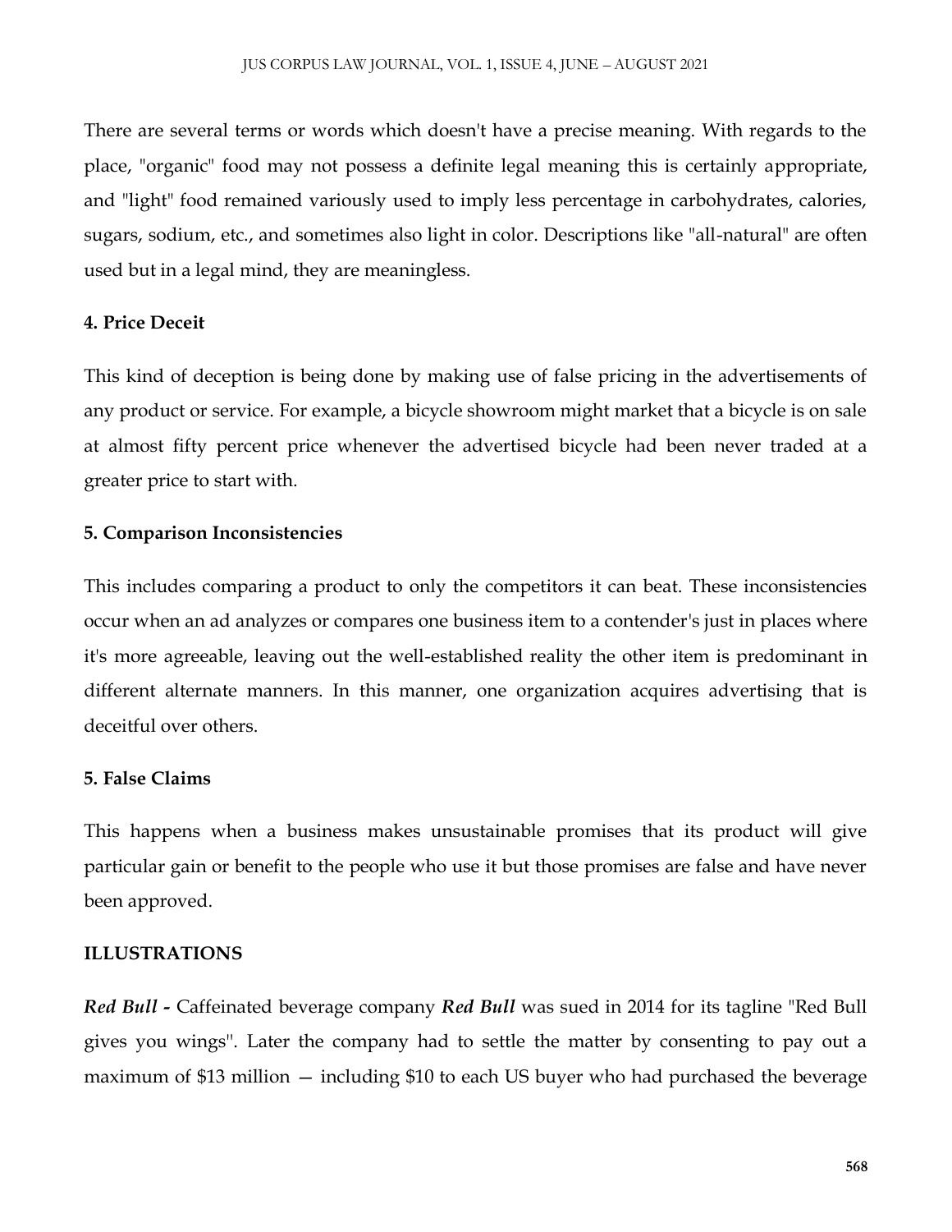There are several terms or words which doesn't have a precise meaning. With regards to the place, "organic" food may not possess a definite legal meaning this is certainly appropriate, and "light" food remained variously used to imply less percentage in carbohydrates, calories, sugars, sodium, etc., and sometimes also light in color. Descriptions like "all-natural" are often used but in a legal mind, they are meaningless.

**4. Price Deceit**

This kind of deception is being done by making use of false pricing in the advertisements of any product or service. For example, a bicycle showroom might market that a bicycle is on sale at almost fifty percent price whenever the advertised bicycle had been never traded at a greater price to start with.

**5. Comparison Inconsistencies**

This includes comparing a product to only the competitors it can beat. These inconsistencies occur when an ad analyzes or compares one business item to a contender's just in places where it's more agreeable, leaving out the well-established reality the other item is predominant in different alternate manners. In this manner, one organization acquires advertising that is deceitful over others.

**5. False Claims**

This happens when a business makes unsustainable promises that its product will give particular gain or benefit to the people who use it but those promises are false and have never been approved.

**ILLUSTRATIONS**

***Red Bull -*** Caffeinated beverage company ***Red Bull*** was sued in 2014 for its tagline "Red Bull gives you wings". Later the company had to settle the matter by consenting to pay out a maximum of $13 million — including $10 to each US buyer who had purchased the beverage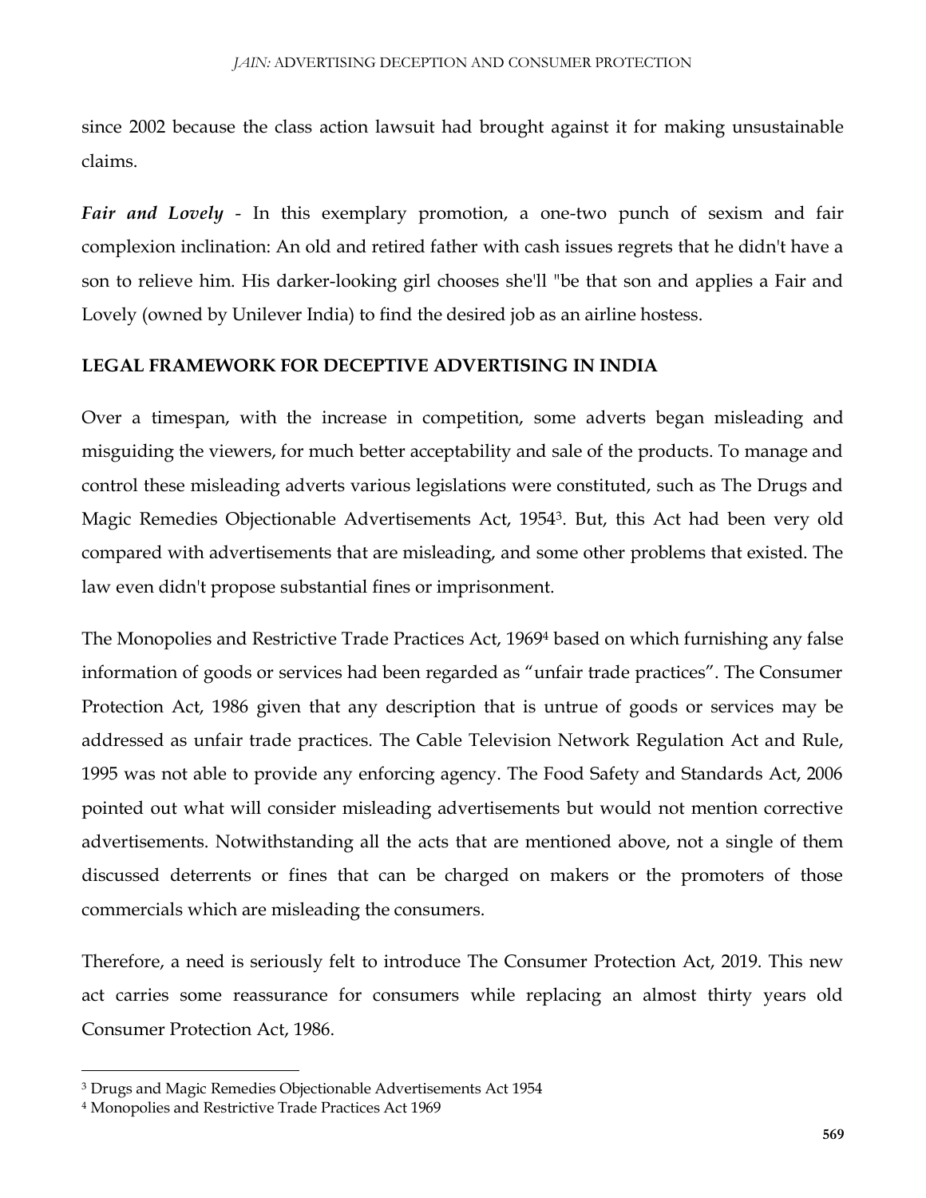since 2002 because the class action lawsuit had brought against it for making unsustainable claims.

***Fair and Lovely*** - In this exemplary promotion, a one-two punch of sexism and fair complexion inclination: An old and retired father with cash issues regrets that he didn't have a son to relieve him. His darker-looking girl chooses she'll "be that son and applies a Fair and Lovely (owned by Unilever India) to find the desired job as an airline hostess.

## LEGAL FRAMEWORK FOR DECEPTIVE ADVERTISING IN INDIA

Over a timespan, with the increase in competition, some adverts began misleading and misguiding the viewers, for much better acceptability and sale of the products. To manage and control these misleading adverts various legislations were constituted, such as The Drugs and Magic Remedies Objectionable Advertisements Act, 1954[3]. But, this Act had been very old compared with advertisements that are misleading, and some other problems that existed. The law even didn't propose substantial fines or imprisonment.

The Monopolies and Restrictive Trade Practices Act, 1969[4] based on which furnishing any false information of goods or services had been regarded as "unfair trade practices". The Consumer Protection Act, 1986 given that any description that is untrue of goods or services may be addressed as unfair trade practices. The Cable Television Network Regulation Act and Rule, 1995 was not able to provide any enforcing agency. The Food Safety and Standards Act, 2006 pointed out what will consider misleading advertisements but would not mention corrective advertisements. Notwithstanding all the acts that are mentioned above, not a single of them discussed deterrents or fines that can be charged on makers or the promoters of those commercials which are misleading the consumers.

Therefore, a need is seriously felt to introduce The Consumer Protection Act, 2019. This new act carries some reassurance for consumers while replacing an almost thirty years old Consumer Protection Act, 1986.

---

[3] Drugs and Magic Remedies Objectionable Advertisements Act 1954

[4] Monopolies and Restrictive Trade Practices Act 1969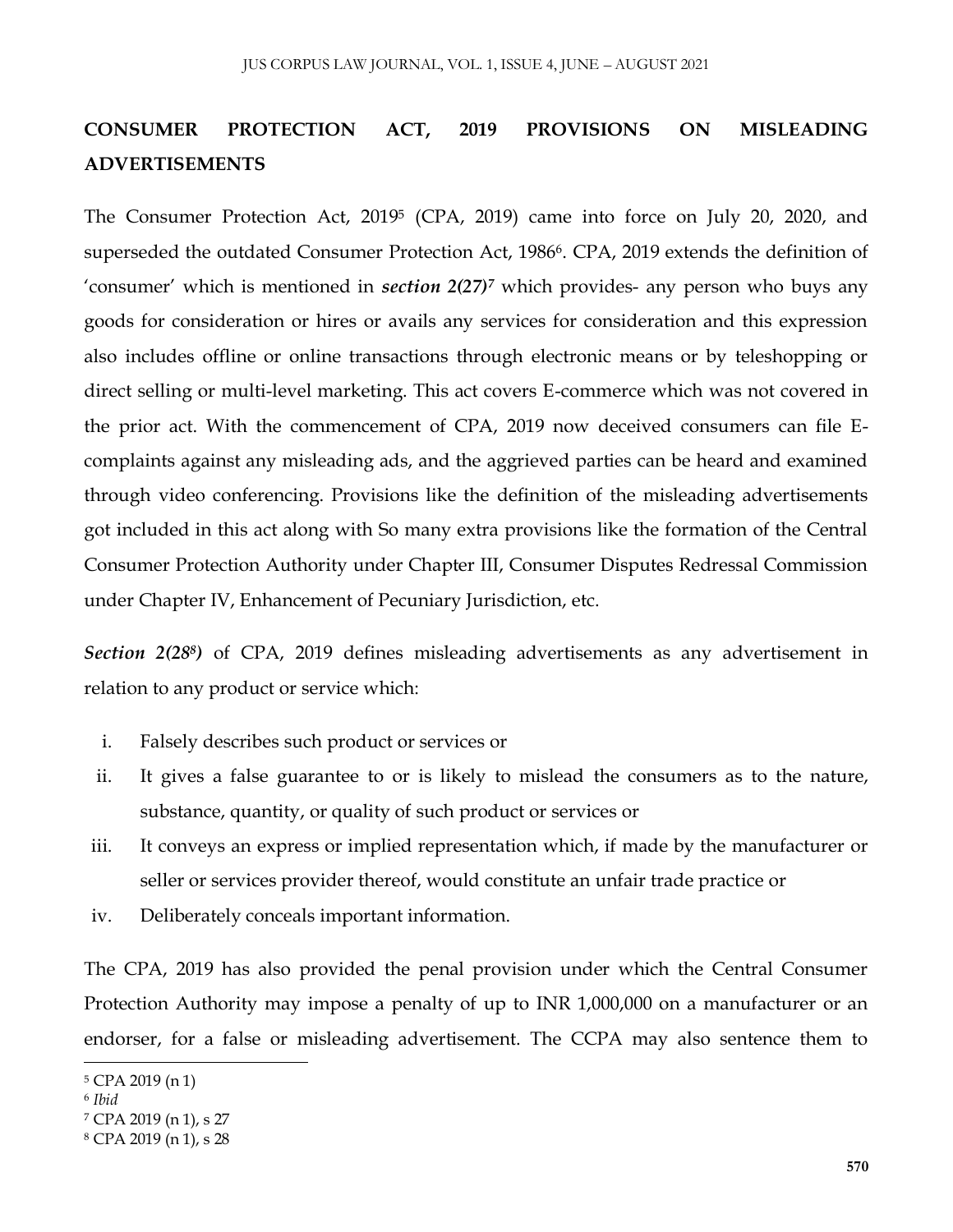## CONSUMER PROTECTION ACT, 2019 PROVISIONS ON MISLEADING ADVERTISEMENTS

The Consumer Protection Act, 2019[5] (CPA, 2019) came into force on July 20, 2020, and superseded the outdated Consumer Protection Act, 1986[6]. CPA, 2019 extends the definition of 'consumer' which is mentioned in ***section 2(27)***[7] which provides- any person who buys any goods for consideration or hires or avails any services for consideration and this expression also includes offline or online transactions through electronic means or by teleshopping or direct selling or multi-level marketing. This act covers E-commerce which was not covered in the prior act. With the commencement of CPA, 2019 now deceived consumers can file E-complaints against any misleading ads, and the aggrieved parties can be heard and examined through video conferencing. Provisions like the definition of the misleading advertisements got included in this act along with So many extra provisions like the formation of the Central Consumer Protection Authority under Chapter III, Consumer Disputes Redressal Commission under Chapter IV, Enhancement of Pecuniary Jurisdiction, etc.

***Section 2(28[8])*** of CPA, 2019 defines misleading advertisements as any advertisement in relation to any product or service which:

i. Falsely describes such product or services or
ii. It gives a false guarantee to or is likely to mislead the consumers as to the nature, substance, quantity, or quality of such product or services or
iii. It conveys an express or implied representation which, if made by the manufacturer or seller or services provider thereof, would constitute an unfair trade practice or
iv. Deliberately conceals important information.

The CPA, 2019 has also provided the penal provision under which the Central Consumer Protection Authority may impose a penalty of up to INR 1,000,000 on a manufacturer or an endorser, for a false or misleading advertisement. The CCPA may also sentence them to

---

[5] CPA 2019 (n 1)
[6] *Ibid*
[7] CPA 2019 (n 1), s 27
[8] CPA 2019 (n 1), s 28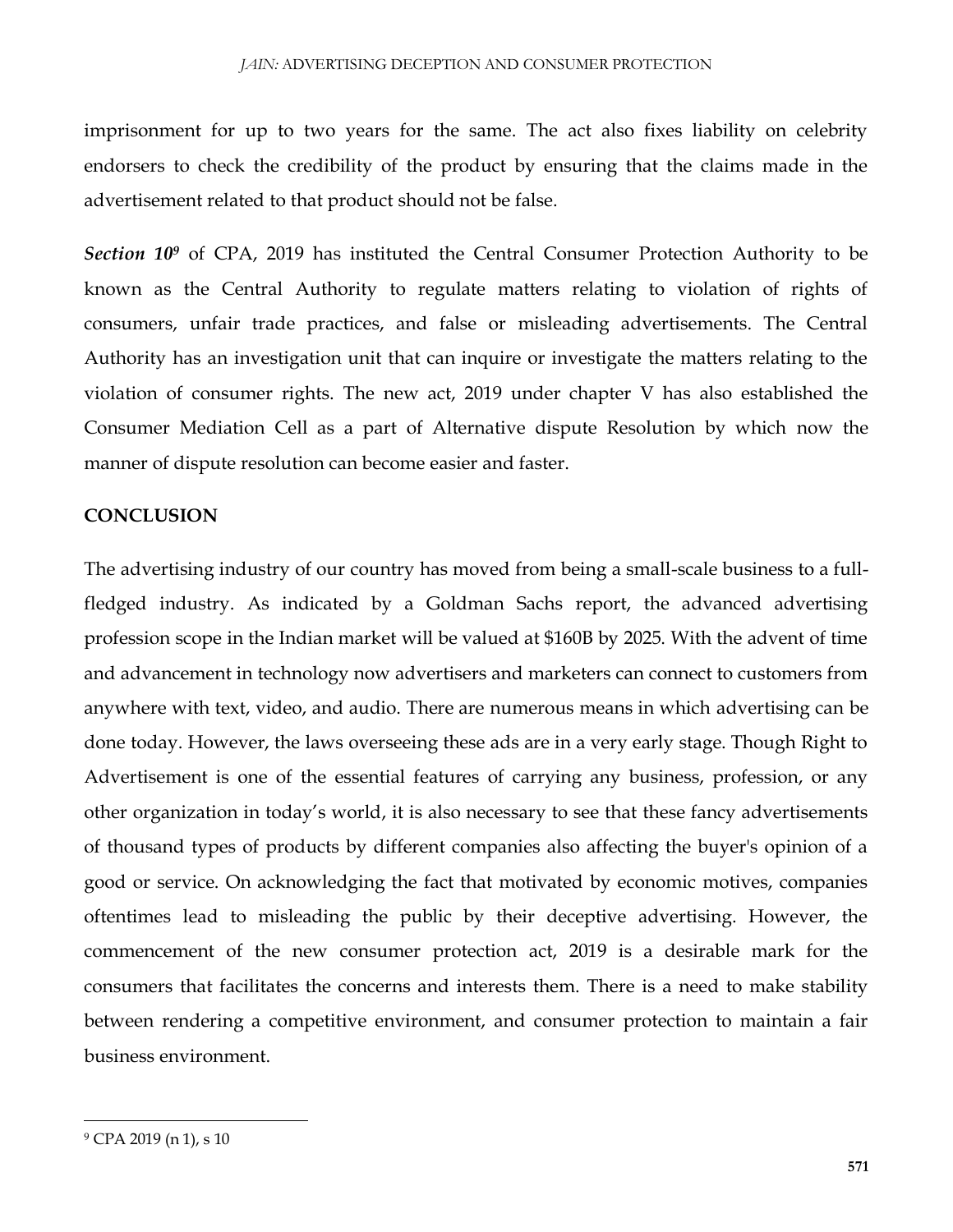imprisonment for up to two years for the same. The act also fixes liability on celebrity endorsers to check the credibility of the product by ensuring that the claims made in the advertisement related to that product should not be false.

***Section 10***[9] of CPA, 2019 has instituted the Central Consumer Protection Authority to be known as the Central Authority to regulate matters relating to violation of rights of consumers, unfair trade practices, and false or misleading advertisements. The Central Authority has an investigation unit that can inquire or investigate the matters relating to the violation of consumer rights. The new act, 2019 under chapter V has also established the Consumer Mediation Cell as a part of Alternative dispute Resolution by which now the manner of dispute resolution can become easier and faster.

## CONCLUSION

The advertising industry of our country has moved from being a small-scale business to a full-fledged industry. As indicated by a Goldman Sachs report, the advanced advertising profession scope in the Indian market will be valued at $160B by 2025. With the advent of time and advancement in technology now advertisers and marketers can connect to customers from anywhere with text, video, and audio. There are numerous means in which advertising can be done today. However, the laws overseeing these ads are in a very early stage. Though Right to Advertisement is one of the essential features of carrying any business, profession, or any other organization in today's world, it is also necessary to see that these fancy advertisements of thousand types of products by different companies also affecting the buyer's opinion of a good or service. On acknowledging the fact that motivated by economic motives, companies oftentimes lead to misleading the public by their deceptive advertising. However, the commencement of the new consumer protection act, 2019 is a desirable mark for the consumers that facilitates the concerns and interests them. There is a need to make stability between rendering a competitive environment, and consumer protection to maintain a fair business environment.

---

[9] CPA 2019 (n 1), s 10